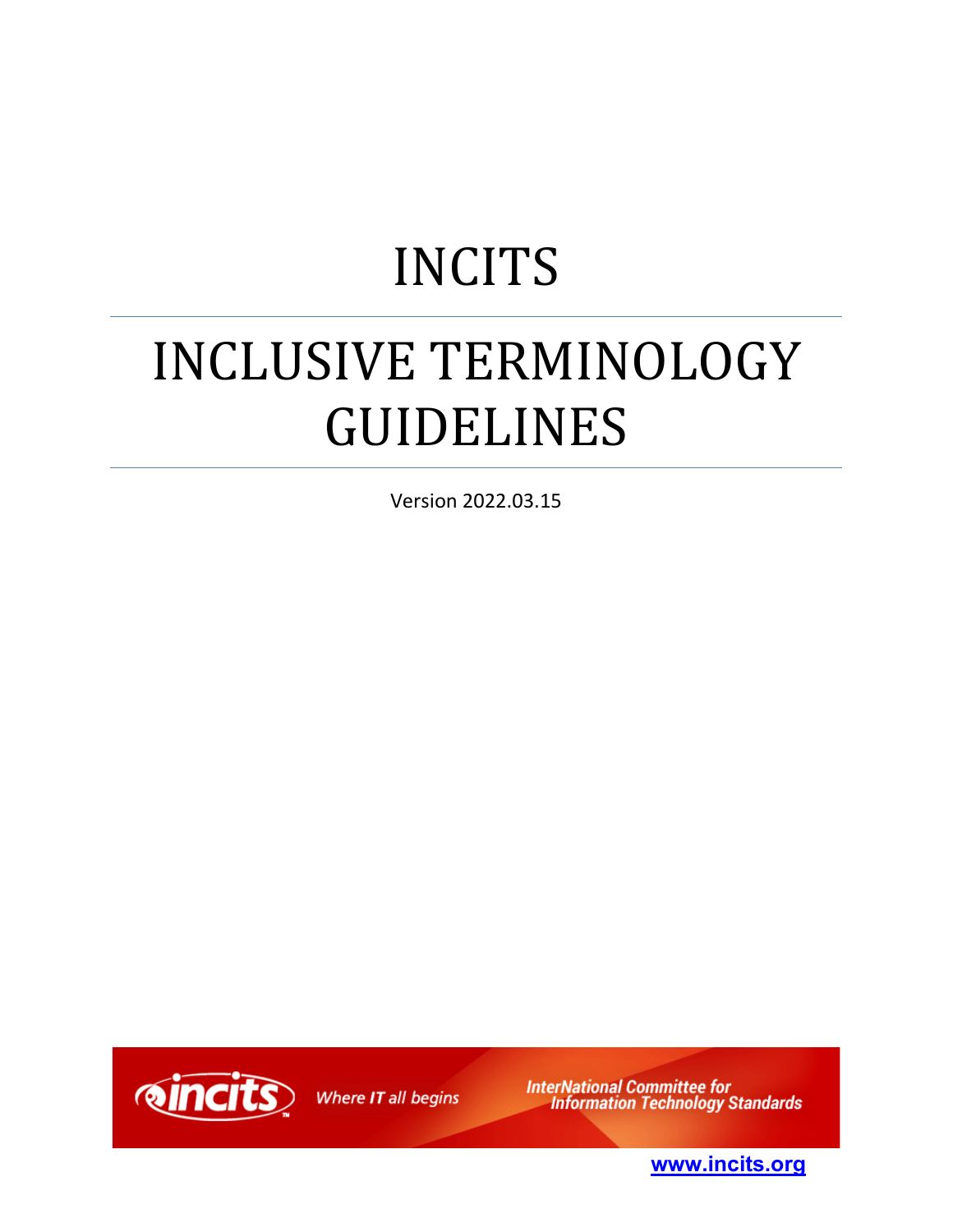# INCITS

# INCLUSIVE TERMINOLOGY GUIDELINES

Version 2022.03.15

incits Where IT all begins

InterNational Committee for Information Technology Standards

www.incits.org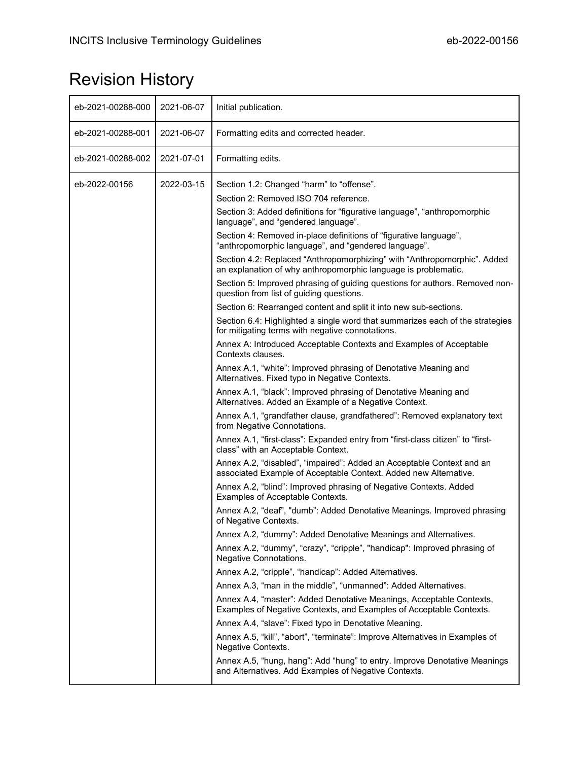# Revision History

| | | |
|---|---|---|
| eb-2021-00288-000 | 2021-06-07 | Initial publication. |
| eb-2021-00288-001 | 2021-06-07 | Formatting edits and corrected header. |
| eb-2021-00288-002 | 2021-07-01 | Formatting edits. |
| eb-2022-00156 | 2022-03-15 | Section 1.2: Changed “harm” to “offense”.<br>Section 2: Removed ISO 704 reference.<br>Section 3: Added definitions for “figurative language”, “anthropomorphic language”, and “gendered language”.<br>Section 4: Removed in-place definitions of “figurative language”, “anthropomorphic language”, and “gendered language”.<br>Section 4.2: Replaced “Anthropomorphizing” with “Anthropomorphic”. Added an explanation of why anthropomorphic language is problematic.<br>Section 5: Improved phrasing of guiding questions for authors. Removed non-question from list of guiding questions.<br>Section 6: Rearranged content and split it into new sub-sections.<br>Section 6.4: Highlighted a single word that summarizes each of the strategies for mitigating terms with negative connotations.<br>Annex A: Introduced Acceptable Contexts and Examples of Acceptable Contexts clauses.<br>Annex A.1, “white”: Improved phrasing of Denotative Meaning and Alternatives. Fixed typo in Negative Contexts.<br>Annex A.1, “black”: Improved phrasing of Denotative Meaning and Alternatives. Added an Example of a Negative Context.<br>Annex A.1, “grandfather clause, grandfathered”: Removed explanatory text from Negative Connotations.<br>Annex A.1, “first-class”: Expanded entry from “first-class citizen” to “first-class” with an Acceptable Context.<br>Annex A.2, “disabled”, “impaired”: Added an Acceptable Context and an associated Example of Acceptable Context. Added new Alternative.<br>Annex A.2, “blind”: Improved phrasing of Negative Contexts. Added Examples of Acceptable Contexts.<br>Annex A.2, “deaf”, "dumb": Added Denotative Meanings. Improved phrasing of Negative Contexts.<br>Annex A.2, “dummy”: Added Denotative Meanings and Alternatives.<br>Annex A.2, “dummy”, “crazy”, “cripple”, "handicap": Improved phrasing of Negative Connotations.<br>Annex A.2, “cripple”, “handicap”: Added Alternatives.<br>Annex A.3, “man in the middle”, “unmanned”: Added Alternatives.<br>Annex A.4, “master”: Added Denotative Meanings, Acceptable Contexts, Examples of Negative Contexts, and Examples of Acceptable Contexts.<br>Annex A.4, “slave”: Fixed typo in Denotative Meaning.<br>Annex A.5, “kill”, “abort”, “terminate”: Improve Alternatives in Examples of Negative Contexts.<br>Annex A.5, “hung, hang”: Add “hung” to entry. Improve Denotative Meanings and Alternatives. Add Examples of Negative Contexts. |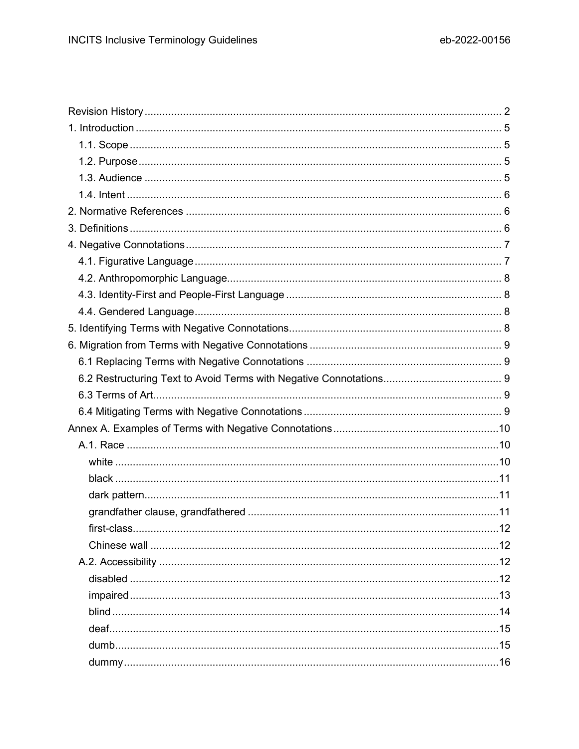Revision History ........................................................................................................................ 2
1. Introduction ........................................................................................................................... 5
   1.1. Scope ............................................................................................................................. 5
   1.2. Purpose .......................................................................................................................... 5
   1.3. Audience ........................................................................................................................ 5
   1.4. Intent .............................................................................................................................. 6
2. Normative References ........................................................................................................... 6
3. Definitions ............................................................................................................................. 6
4. Negative Connotations .......................................................................................................... 7
   4.1. Figurative Language ....................................................................................................... 7
   4.2. Anthropomorphic Language ............................................................................................ 8
   4.3. Identity-First and People-First Language ........................................................................ 8
   4.4. Gendered Language ....................................................................................................... 8
5. Identifying Terms with Negative Connotations ....................................................................... 8
6. Migration from Terms with Negative Connotations ................................................................ 9
   6.1 Replacing Terms with Negative Connotations ................................................................. 9
   6.2 Restructuring Text to Avoid Terms with Negative Connotations ........................................ 9
   6.3 Terms of Art ..................................................................................................................... 9
   6.4 Mitigating Terms with Negative Connotations .................................................................. 9
Annex A. Examples of Terms with Negative Connotations ........................................................ 10
   A.1. Race ............................................................................................................................. 10
      white ................................................................................................................................ 10
      black ................................................................................................................................ 11
      dark pattern ...................................................................................................................... 11
      grandfather clause, grandfathered .................................................................................... 11
      first-class .......................................................................................................................... 12
      Chinese wall ..................................................................................................................... 12
   A.2. Accessibility ................................................................................................................... 12
      disabled ............................................................................................................................ 12
      impaired ........................................................................................................................... 13
      blind ................................................................................................................................. 14
      deaf .................................................................................................................................. 15
      dumb ................................................................................................................................ 15
      dummy ............................................................................................................................. 16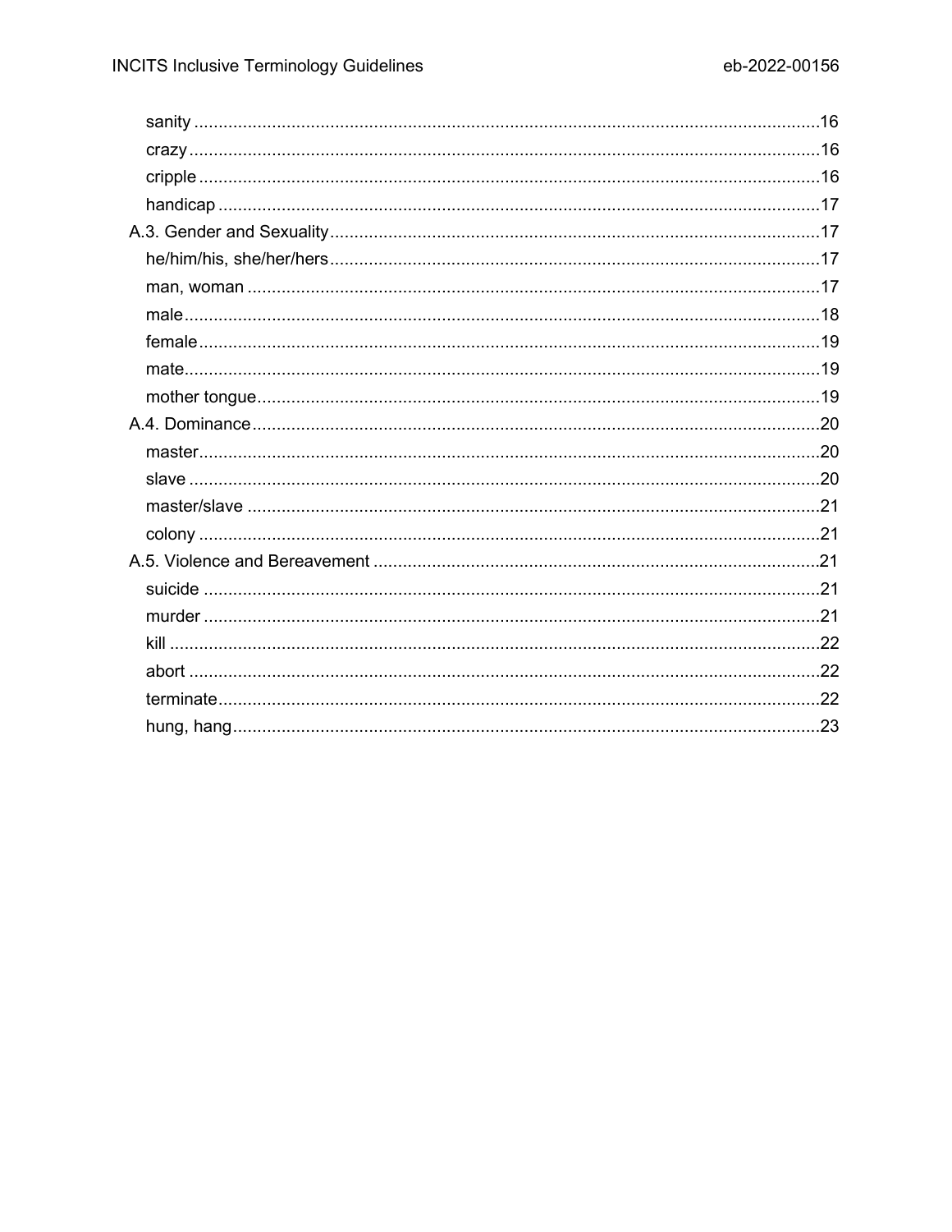sanity ....................................................................................................................16
crazy .......................................................................................................................16
cripple .....................................................................................................................16
handicap ..................................................................................................................17

A.3. Gender and Sexuality ..........................................................................................17

he/him/his, she/her/hers ...........................................................................................17
man, woman .............................................................................................................17
male .........................................................................................................................18
female ......................................................................................................................19
mate .........................................................................................................................19
mother tongue ...........................................................................................................19

A.4. Dominance ............................................................................................................20

master .......................................................................................................................20
slave .........................................................................................................................20
master/slave .............................................................................................................21
colony .......................................................................................................................21

A.5. Violence and Bereavement ...................................................................................21

suicide ......................................................................................................................21
murder ......................................................................................................................21
kill .............................................................................................................................22
abort .........................................................................................................................22
terminate ..................................................................................................................22
hung, hang ................................................................................................................23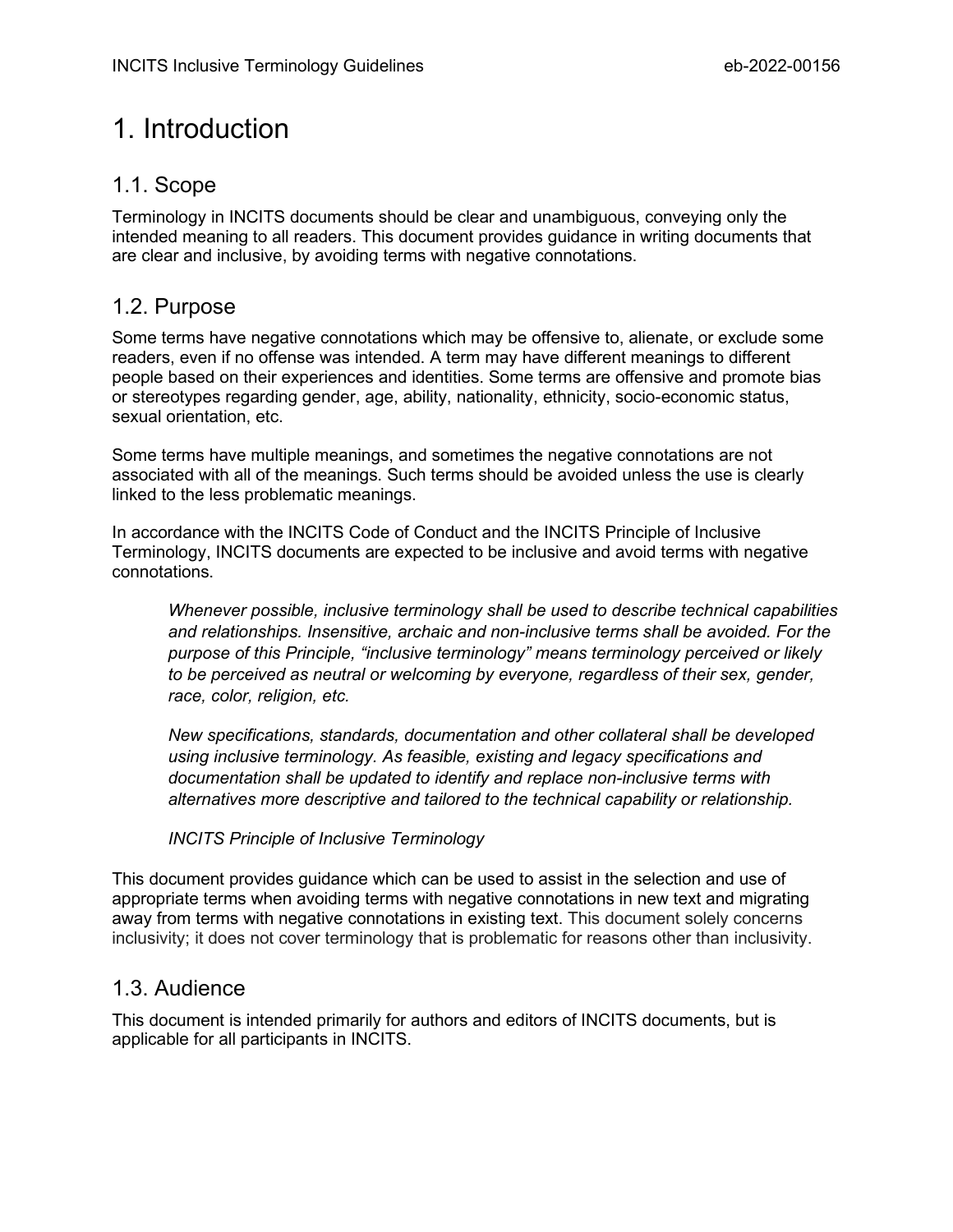# 1. Introduction

## 1.1. Scope

Terminology in INCITS documents should be clear and unambiguous, conveying only the intended meaning to all readers. This document provides guidance in writing documents that are clear and inclusive, by avoiding terms with negative connotations.

## 1.2. Purpose

Some terms have negative connotations which may be offensive to, alienate, or exclude some readers, even if no offense was intended. A term may have different meanings to different people based on their experiences and identities. Some terms are offensive and promote bias or stereotypes regarding gender, age, ability, nationality, ethnicity, socio-economic status, sexual orientation, etc.

Some terms have multiple meanings, and sometimes the negative connotations are not associated with all of the meanings. Such terms should be avoided unless the use is clearly linked to the less problematic meanings.

In accordance with the INCITS Code of Conduct and the INCITS Principle of Inclusive Terminology, INCITS documents are expected to be inclusive and avoid terms with negative connotations.

> *Whenever possible, inclusive terminology shall be used to describe technical capabilities and relationships. Insensitive, archaic and non-inclusive terms shall be avoided. For the purpose of this Principle, "inclusive terminology" means terminology perceived or likely to be perceived as neutral or welcoming by everyone, regardless of their sex, gender, race, color, religion, etc.*
>
> *New specifications, standards, documentation and other collateral shall be developed using inclusive terminology. As feasible, existing and legacy specifications and documentation shall be updated to identify and replace non-inclusive terms with alternatives more descriptive and tailored to the technical capability or relationship.*
>
> *INCITS Principle of Inclusive Terminology*

This document provides guidance which can be used to assist in the selection and use of appropriate terms when avoiding terms with negative connotations in new text and migrating away from terms with negative connotations in existing text. This document solely concerns inclusivity; it does not cover terminology that is problematic for reasons other than inclusivity.

## 1.3. Audience

This document is intended primarily for authors and editors of INCITS documents, but is applicable for all participants in INCITS.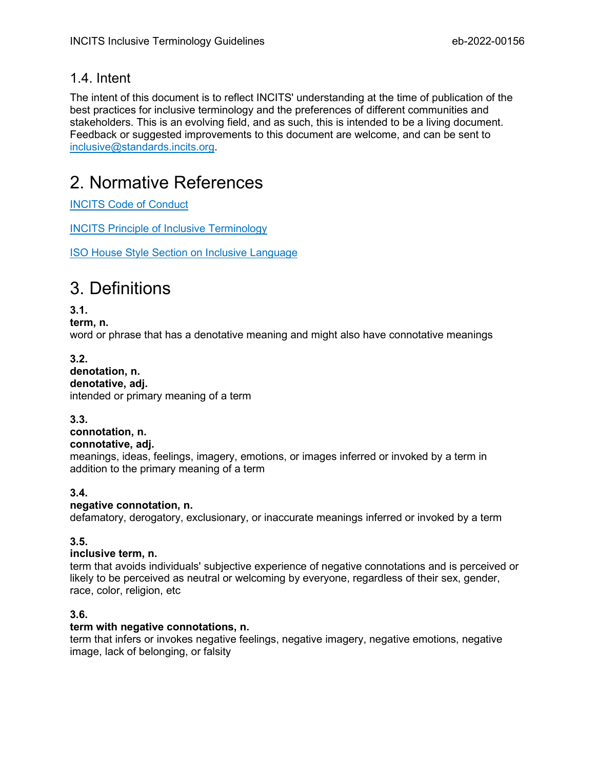## 1.4. Intent

The intent of this document is to reflect INCITS' understanding at the time of publication of the best practices for inclusive terminology and the preferences of different communities and stakeholders. This is an evolving field, and as such, this is intended to be a living document. Feedback or suggested improvements to this document are welcome, and can be sent to [inclusive@standards.incits.org](mailto:inclusive@standards.incits.org).

# 2. Normative References

[INCITS Code of Conduct]()

[INCITS Principle of Inclusive Terminology]()

[ISO House Style Section on Inclusive Language]()

# 3. Definitions

**3.1.**
**term, n.**
word or phrase that has a denotative meaning and might also have connotative meanings

**3.2.**
**denotation, n.**
**denotative, adj.**
intended or primary meaning of a term

**3.3.**
**connotation, n.**
**connotative, adj.**
meanings, ideas, feelings, imagery, emotions, or images inferred or invoked by a term in addition to the primary meaning of a term

**3.4.**
**negative connotation, n.**
defamatory, derogatory, exclusionary, or inaccurate meanings inferred or invoked by a term

**3.5.**
**inclusive term, n.**
term that avoids individuals' subjective experience of negative connotations and is perceived or likely to be perceived as neutral or welcoming by everyone, regardless of their sex, gender, race, color, religion, etc

**3.6.**
**term with negative connotations, n.**
term that infers or invokes negative feelings, negative imagery, negative emotions, negative image, lack of belonging, or falsity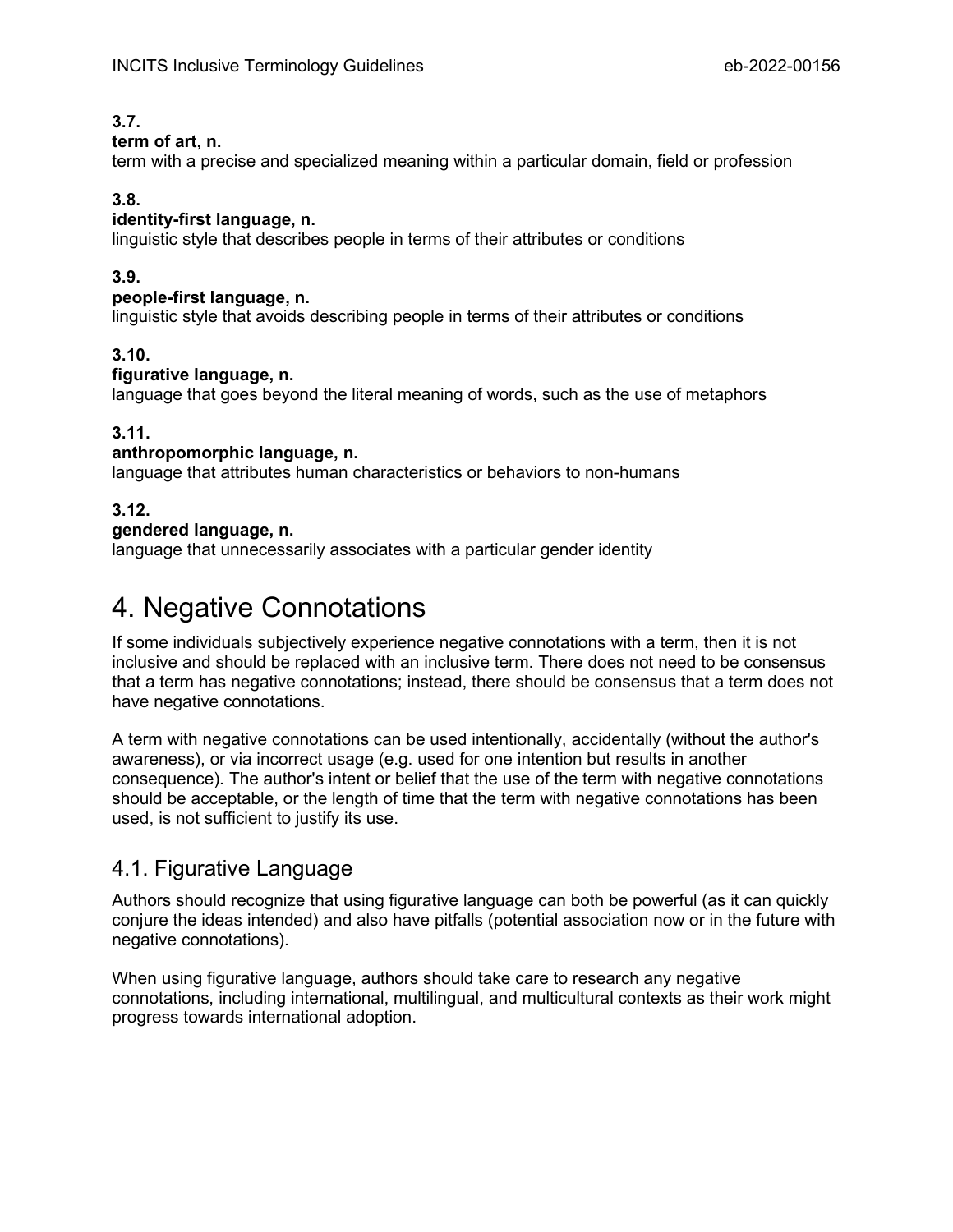**3.7.**
**term of art, n.**
term with a precise and specialized meaning within a particular domain, field or profession

**3.8.**
**identity-first language, n.**
linguistic style that describes people in terms of their attributes or conditions

**3.9.**
**people-first language, n.**
linguistic style that avoids describing people in terms of their attributes or conditions

**3.10.**
**figurative language, n.**
language that goes beyond the literal meaning of words, such as the use of metaphors

**3.11.**
**anthropomorphic language, n.**
language that attributes human characteristics or behaviors to non-humans

**3.12.**
**gendered language, n.**
language that unnecessarily associates with a particular gender identity

# 4. Negative Connotations

If some individuals subjectively experience negative connotations with a term, then it is not inclusive and should be replaced with an inclusive term. There does not need to be consensus that a term has negative connotations; instead, there should be consensus that a term does not have negative connotations.

A term with negative connotations can be used intentionally, accidentally (without the author's awareness), or via incorrect usage (e.g. used for one intention but results in another consequence). The author's intent or belief that the use of the term with negative connotations should be acceptable, or the length of time that the term with negative connotations has been used, is not sufficient to justify its use.

## 4.1. Figurative Language

Authors should recognize that using figurative language can both be powerful (as it can quickly conjure the ideas intended) and also have pitfalls (potential association now or in the future with negative connotations).

When using figurative language, authors should take care to research any negative connotations, including international, multilingual, and multicultural contexts as their work might progress towards international adoption.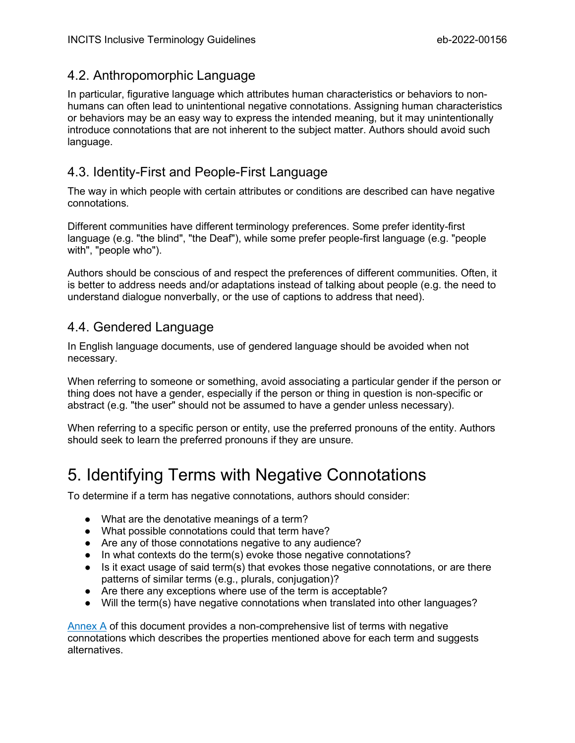### 4.2. Anthropomorphic Language

In particular, figurative language which attributes human characteristics or behaviors to non-humans can often lead to unintentional negative connotations. Assigning human characteristics or behaviors may be an easy way to express the intended meaning, but it may unintentionally introduce connotations that are not inherent to the subject matter. Authors should avoid such language.

### 4.3. Identity-First and People-First Language

The way in which people with certain attributes or conditions are described can have negative connotations.

Different communities have different terminology preferences. Some prefer identity-first language (e.g. "the blind", "the Deaf"), while some prefer people-first language (e.g. "people with", "people who").

Authors should be conscious of and respect the preferences of different communities. Often, it is better to address needs and/or adaptations instead of talking about people (e.g. the need to understand dialogue nonverbally, or the use of captions to address that need).

### 4.4. Gendered Language

In English language documents, use of gendered language should be avoided when not necessary.

When referring to someone or something, avoid associating a particular gender if the person or thing does not have a gender, especially if the person or thing in question is non-specific or abstract (e.g. "the user" should not be assumed to have a gender unless necessary).

When referring to a specific person or entity, use the preferred pronouns of the entity. Authors should seek to learn the preferred pronouns if they are unsure.

## 5. Identifying Terms with Negative Connotations

To determine if a term has negative connotations, authors should consider:

- What are the denotative meanings of a term?
- What possible connotations could that term have?
- Are any of those connotations negative to any audience?
- In what contexts do the term(s) evoke those negative connotations?
- Is it exact usage of said term(s) that evokes those negative connotations, or are there patterns of similar terms (e.g., plurals, conjugation)?
- Are there any exceptions where use of the term is acceptable?
- Will the term(s) have negative connotations when translated into other languages?

Annex A of this document provides a non-comprehensive list of terms with negative connotations which describes the properties mentioned above for each term and suggests alternatives.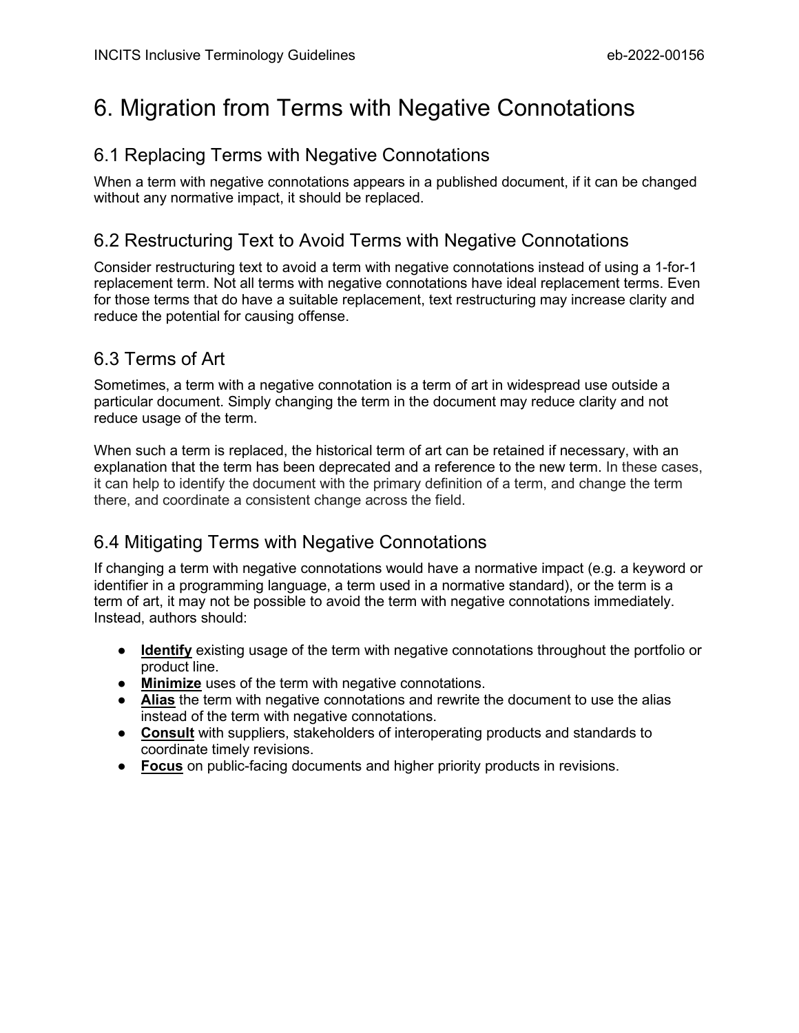# 6. Migration from Terms with Negative Connotations

## 6.1 Replacing Terms with Negative Connotations

When a term with negative connotations appears in a published document, if it can be changed without any normative impact, it should be replaced.

## 6.2 Restructuring Text to Avoid Terms with Negative Connotations

Consider restructuring text to avoid a term with negative connotations instead of using a 1-for-1 replacement term. Not all terms with negative connotations have ideal replacement terms. Even for those terms that do have a suitable replacement, text restructuring may increase clarity and reduce the potential for causing offense.

## 6.3 Terms of Art

Sometimes, a term with a negative connotation is a term of art in widespread use outside a particular document. Simply changing the term in the document may reduce clarity and not reduce usage of the term.

When such a term is replaced, the historical term of art can be retained if necessary, with an explanation that the term has been deprecated and a reference to the new term. In these cases, it can help to identify the document with the primary definition of a term, and change the term there, and coordinate a consistent change across the field.

## 6.4 Mitigating Terms with Negative Connotations

If changing a term with negative connotations would have a normative impact (e.g. a keyword or identifier in a programming language, a term used in a normative standard), or the term is a term of art, it may not be possible to avoid the term with negative connotations immediately. Instead, authors should:

- **Identify** existing usage of the term with negative connotations throughout the portfolio or product line.
- **Minimize** uses of the term with negative connotations.
- **Alias** the term with negative connotations and rewrite the document to use the alias instead of the term with negative connotations.
- **Consult** with suppliers, stakeholders of interoperating products and standards to coordinate timely revisions.
- **Focus** on public-facing documents and higher priority products in revisions.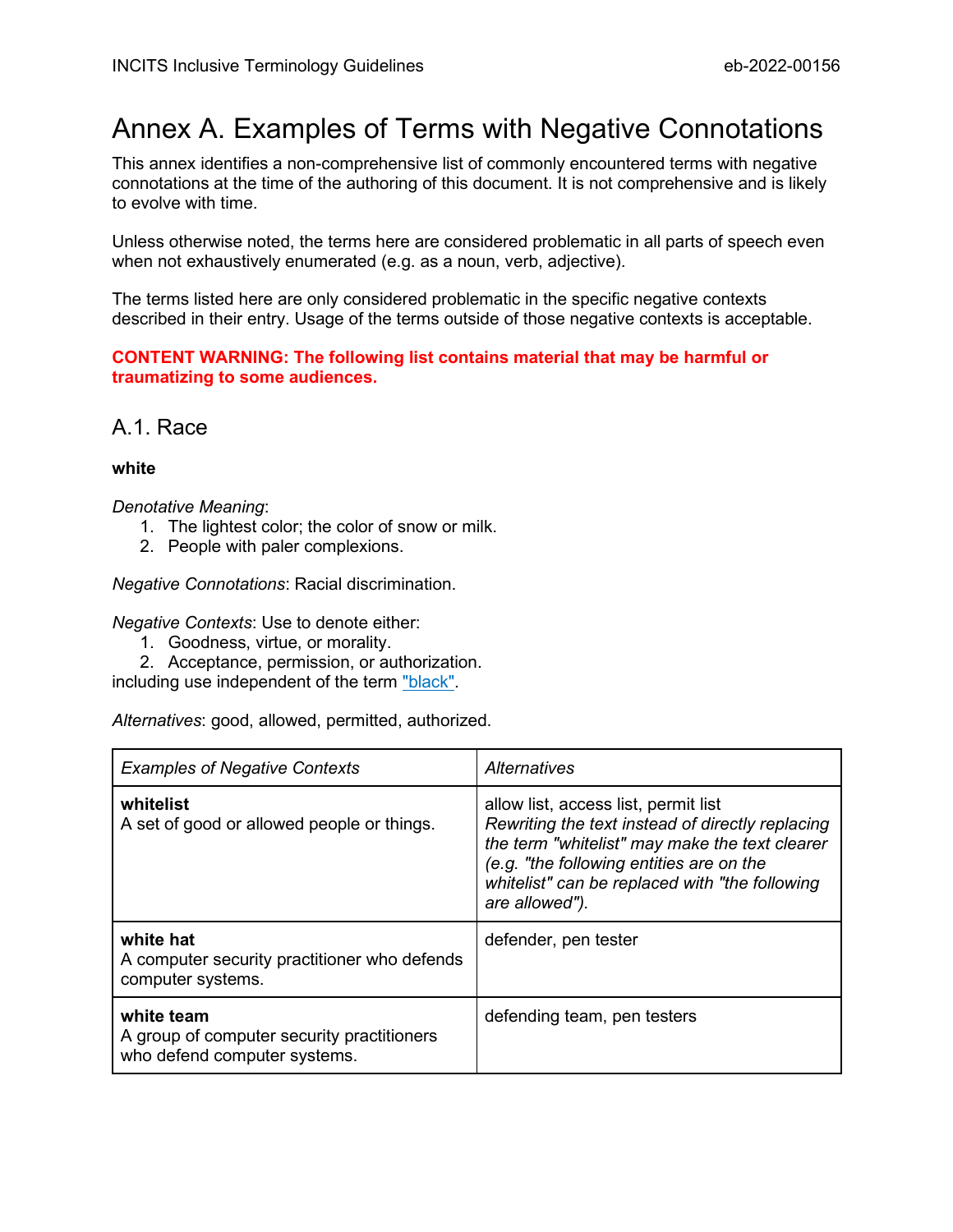# Annex A. Examples of Terms with Negative Connotations

This annex identifies a non-comprehensive list of commonly encountered terms with negative connotations at the time of the authoring of this document. It is not comprehensive and is likely to evolve with time.

Unless otherwise noted, the terms here are considered problematic in all parts of speech even when not exhaustively enumerated (e.g. as a noun, verb, adjective).

The terms listed here are only considered problematic in the specific negative contexts described in their entry. Usage of the terms outside of those negative contexts is acceptable.

**CONTENT WARNING: The following list contains material that may be harmful or traumatizing to some audiences.**

## A.1. Race

**white**

*Denotative Meaning*:

1. The lightest color; the color of snow or milk.
2. People with paler complexions.

*Negative Connotations*: Racial discrimination.

*Negative Contexts*: Use to denote either:

1. Goodness, virtue, or morality.
2. Acceptance, permission, or authorization.

including use independent of the term "black".

*Alternatives*: good, allowed, permitted, authorized.

| *Examples of Negative Contexts* | *Alternatives* |
|---|---|
| **whitelist**<br>A set of good or allowed people or things. | allow list, access list, permit list<br>*Rewriting the text instead of directly replacing the term "whitelist" may make the text clearer (e.g. "the following entities are on the whitelist" can be replaced with "the following are allowed").* |
| **white hat**<br>A computer security practitioner who defends computer systems. | defender, pen tester |
| **white team**<br>A group of computer security practitioners who defend computer systems. | defending team, pen testers |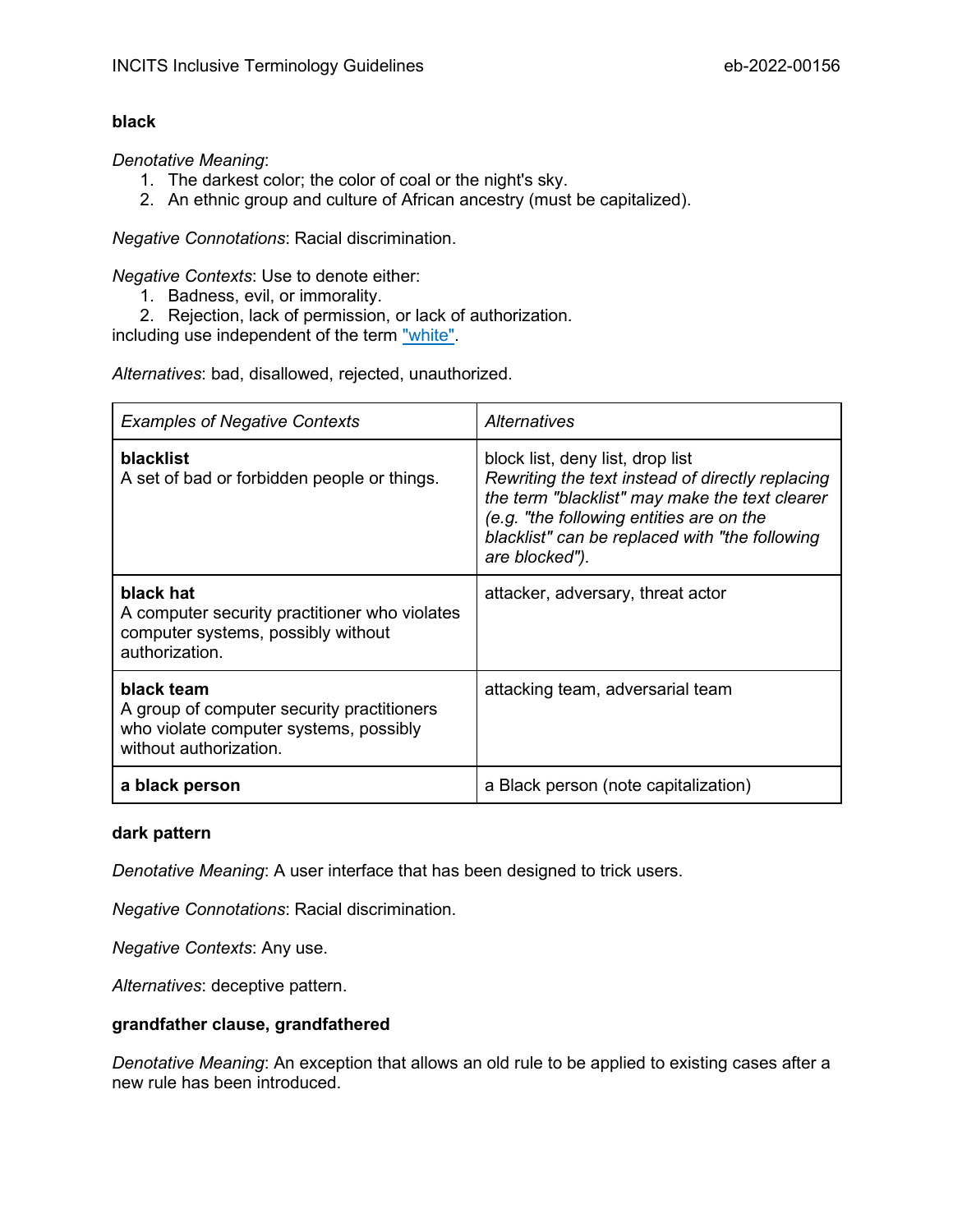**black**

*Denotative Meaning*:

1. The darkest color; the color of coal or the night's sky.
2. An ethnic group and culture of African ancestry (must be capitalized).

*Negative Connotations*: Racial discrimination.

*Negative Contexts*: Use to denote either:

1. Badness, evil, or immorality.
2. Rejection, lack of permission, or lack of authorization.

including use independent of the term "white".

*Alternatives*: bad, disallowed, rejected, unauthorized.

| *Examples of Negative Contexts* | *Alternatives* |
|---|---|
| **blacklist**<br>A set of bad or forbidden people or things. | block list, deny list, drop list<br>*Rewriting the text instead of directly replacing the term "blacklist" may make the text clearer (e.g. "the following entities are on the blacklist" can be replaced with "the following are blocked").* |
| **black hat**<br>A computer security practitioner who violates computer systems, possibly without authorization. | attacker, adversary, threat actor |
| **black team**<br>A group of computer security practitioners who violate computer systems, possibly without authorization. | attacking team, adversarial team |
| **a black person** | a Black person (note capitalization) |

**dark pattern**

*Denotative Meaning*: A user interface that has been designed to trick users.

*Negative Connotations*: Racial discrimination.

*Negative Contexts*: Any use.

*Alternatives*: deceptive pattern.

**grandfather clause, grandfathered**

*Denotative Meaning*: An exception that allows an old rule to be applied to existing cases after a new rule has been introduced.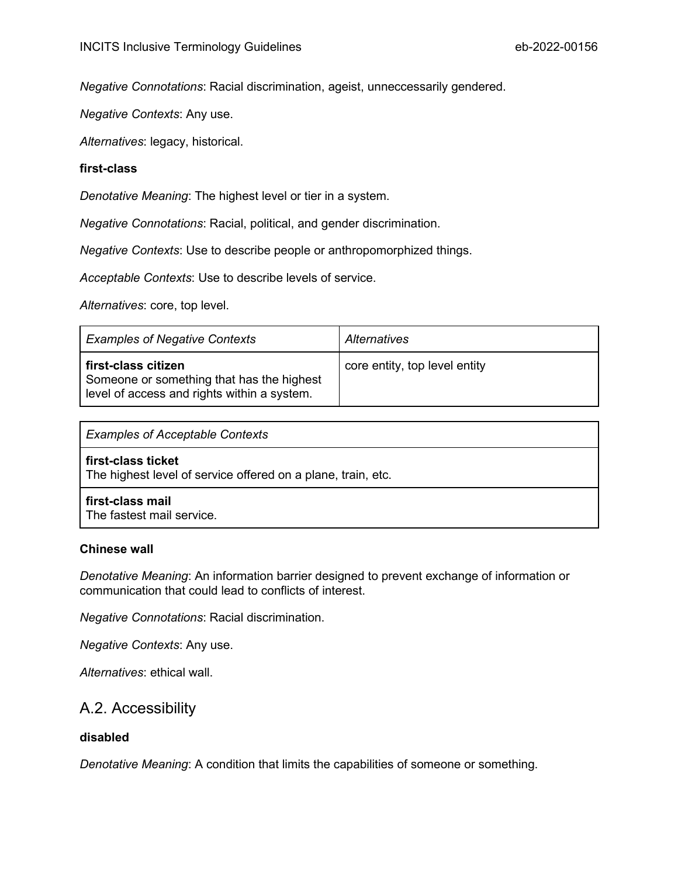*Negative Connotations*: Racial discrimination, ageist, unneccessarily gendered.

*Negative Contexts*: Any use.

*Alternatives*: legacy, historical.

**first-class**

*Denotative Meaning*: The highest level or tier in a system.

*Negative Connotations*: Racial, political, and gender discrimination.

*Negative Contexts*: Use to describe people or anthropomorphized things.

*Acceptable Contexts*: Use to describe levels of service.

*Alternatives*: core, top level.

| *Examples of Negative Contexts* | *Alternatives* |
|---|---|
| **first-class citizen**<br>Someone or something that has the highest level of access and rights within a system. | core entity, top level entity |

| *Examples of Acceptable Contexts* |
|---|
| **first-class ticket**<br>The highest level of service offered on a plane, train, etc. |
| **first-class mail**<br>The fastest mail service. |

**Chinese wall**

*Denotative Meaning*: An information barrier designed to prevent exchange of information or communication that could lead to conflicts of interest.

*Negative Connotations*: Racial discrimination.

*Negative Contexts*: Any use.

*Alternatives*: ethical wall.

## A.2. Accessibility

**disabled**

*Denotative Meaning*: A condition that limits the capabilities of someone or something.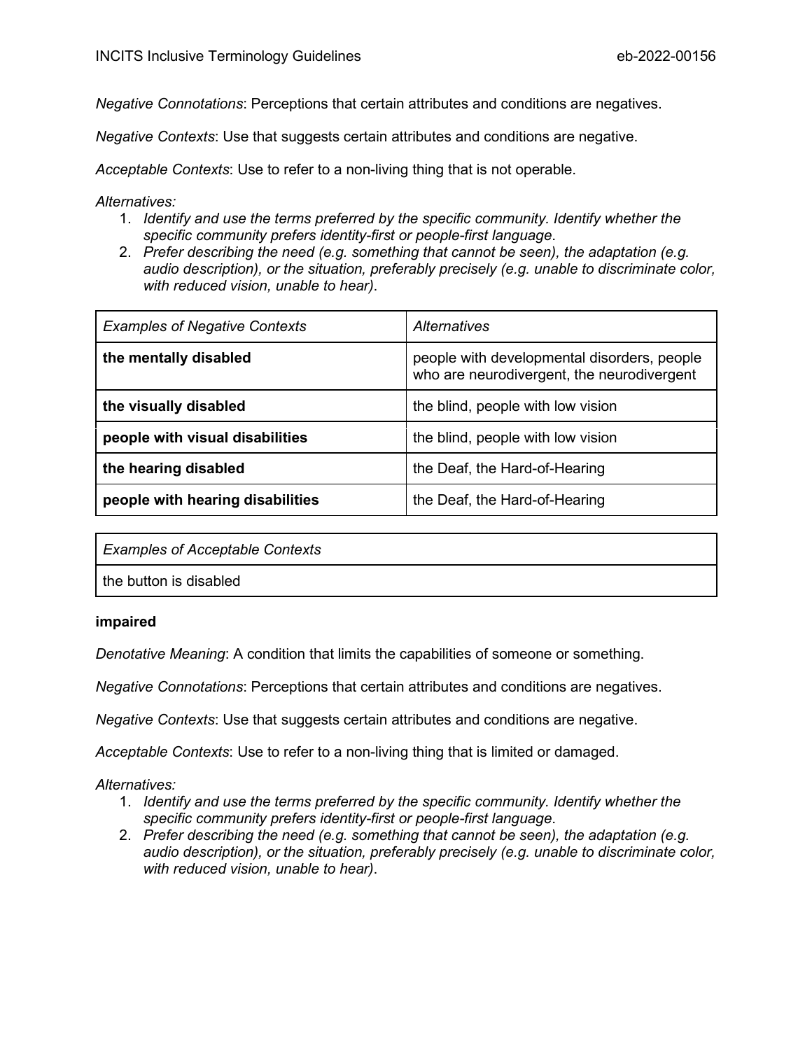*Negative Connotations*: Perceptions that certain attributes and conditions are negatives.

*Negative Contexts*: Use that suggests certain attributes and conditions are negative.

*Acceptable Contexts*: Use to refer to a non-living thing that is not operable.

*Alternatives:*

1. *Identify and use the terms preferred by the specific community. Identify whether the specific community prefers identity-first or people-first language*.
2. *Prefer describing the need (e.g. something that cannot be seen), the adaptation (e.g. audio description), or the situation, preferably precisely (e.g. unable to discriminate color, with reduced vision, unable to hear)*.

| *Examples of Negative Contexts* | *Alternatives* |
| --- | --- |
| **the mentally disabled** | people with developmental disorders, people who are neurodivergent, the neurodivergent |
| **the visually disabled** | the blind, people with low vision |
| **people with visual disabilities** | the blind, people with low vision |
| **the hearing disabled** | the Deaf, the Hard-of-Hearing |
| **people with hearing disabilities** | the Deaf, the Hard-of-Hearing |

| *Examples of Acceptable Contexts* |
| --- |
| the button is disabled |

**impaired**

*Denotative Meaning*: A condition that limits the capabilities of someone or something.

*Negative Connotations*: Perceptions that certain attributes and conditions are negatives.

*Negative Contexts*: Use that suggests certain attributes and conditions are negative.

*Acceptable Contexts*: Use to refer to a non-living thing that is limited or damaged.

*Alternatives:*

1. *Identify and use the terms preferred by the specific community. Identify whether the specific community prefers identity-first or people-first language*.
2. *Prefer describing the need (e.g. something that cannot be seen), the adaptation (e.g. audio description), or the situation, preferably precisely (e.g. unable to discriminate color, with reduced vision, unable to hear)*.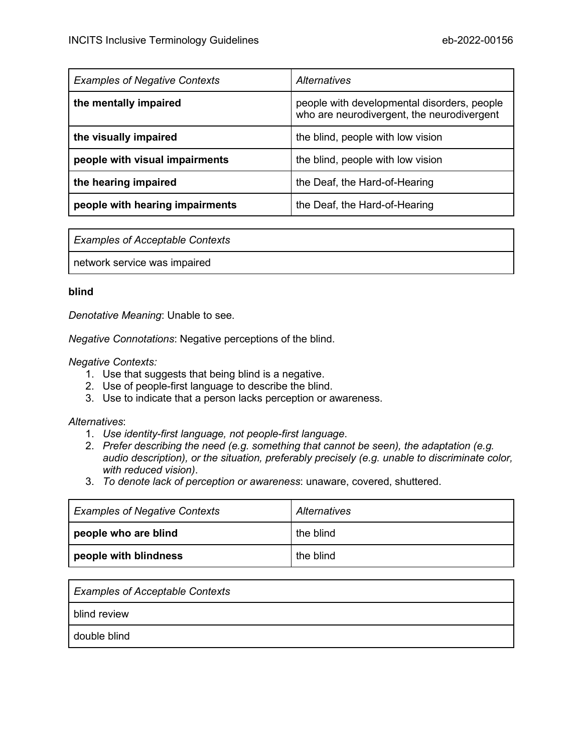| *Examples of Negative Contexts* | *Alternatives* |
| --- | --- |
| **the mentally impaired** | people with developmental disorders, people who are neurodivergent, the neurodivergent |
| **the visually impaired** | the blind, people with low vision |
| **people with visual impairments** | the blind, people with low vision |
| **the hearing impaired** | the Deaf, the Hard-of-Hearing |
| **people with hearing impairments** | the Deaf, the Hard-of-Hearing |

| *Examples of Acceptable Contexts* |
| --- |
| network service was impaired |

**blind**

*Denotative Meaning*: Unable to see.

*Negative Connotations*: Negative perceptions of the blind.

*Negative Contexts:*

1. Use that suggests that being blind is a negative.
2. Use of people-first language to describe the blind.
3. Use to indicate that a person lacks perception or awareness.

*Alternatives*:

1. *Use identity-first language, not people-first language*.
2. *Prefer describing the need (e.g. something that cannot be seen), the adaptation (e.g. audio description), or the situation, preferably precisely (e.g. unable to discriminate color, with reduced vision)*.
3. *To denote lack of perception or awareness*: unaware, covered, shuttered.

| *Examples of Negative Contexts* | *Alternatives* |
| --- | --- |
| **people who are blind** | the blind |
| **people with blindness** | the blind |

| *Examples of Acceptable Contexts* |
| --- |
| blind review |
| double blind |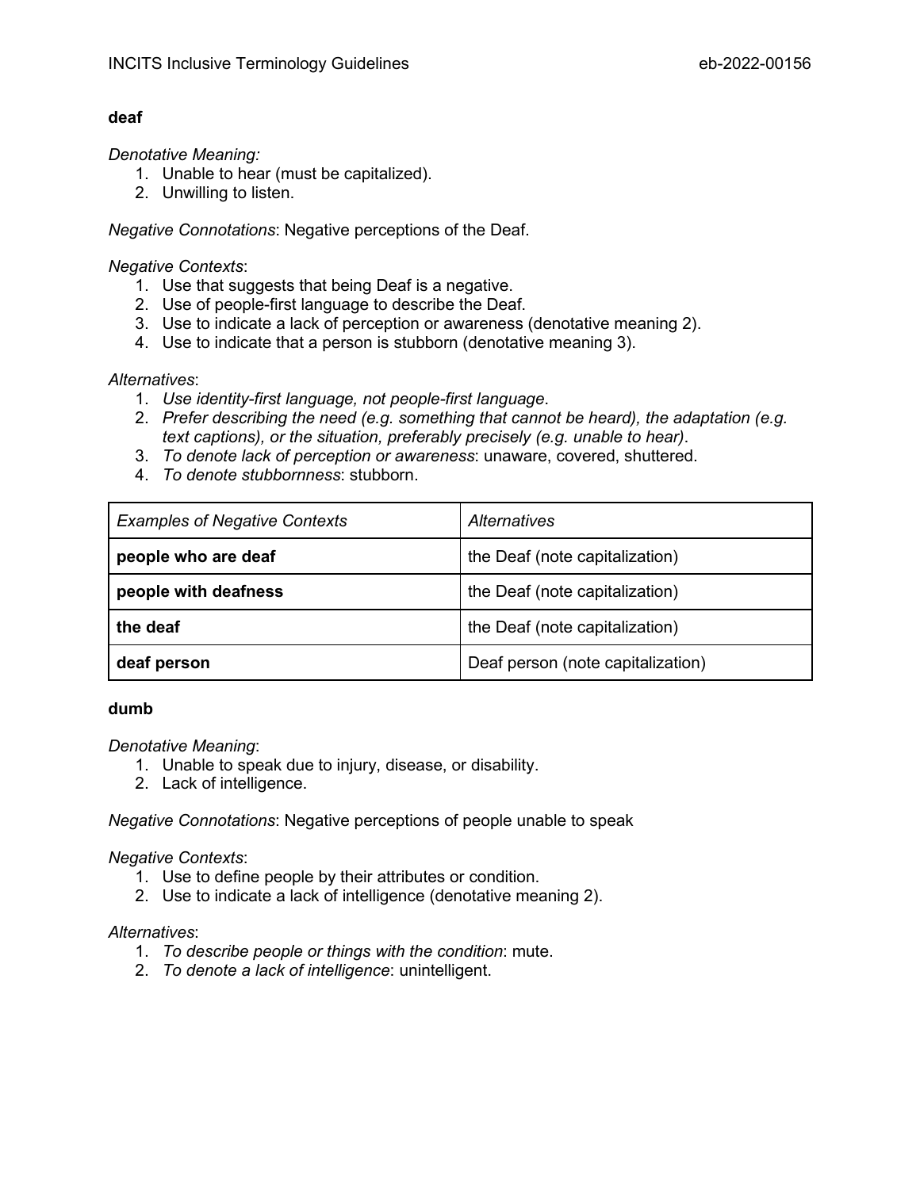**deaf**

*Denotative Meaning:*

1. Unable to hear (must be capitalized).
2. Unwilling to listen.

*Negative Connotations*: Negative perceptions of the Deaf.

*Negative Contexts*:

1. Use that suggests that being Deaf is a negative.
2. Use of people-first language to describe the Deaf.
3. Use to indicate a lack of perception or awareness (denotative meaning 2).
4. Use to indicate that a person is stubborn (denotative meaning 3).

*Alternatives*:

1. *Use identity-first language, not people-first language*.
2. *Prefer describing the need (e.g. something that cannot be heard), the adaptation (e.g. text captions), or the situation, preferably precisely (e.g. unable to hear)*.
3. *To denote lack of perception or awareness*: unaware, covered, shuttered.
4. *To denote stubbornness*: stubborn.

| *Examples of Negative Contexts* | *Alternatives* |
|---|---|
| **people who are deaf** | the Deaf (note capitalization) |
| **people with deafness** | the Deaf (note capitalization) |
| **the deaf** | the Deaf (note capitalization) |
| **deaf person** | Deaf person (note capitalization) |

**dumb**

*Denotative Meaning*:

1. Unable to speak due to injury, disease, or disability.
2. Lack of intelligence.

*Negative Connotations*: Negative perceptions of people unable to speak

*Negative Contexts*:

1. Use to define people by their attributes or condition.
2. Use to indicate a lack of intelligence (denotative meaning 2).

*Alternatives*:

1. *To describe people or things with the condition*: mute.
2. *To denote a lack of intelligence*: unintelligent.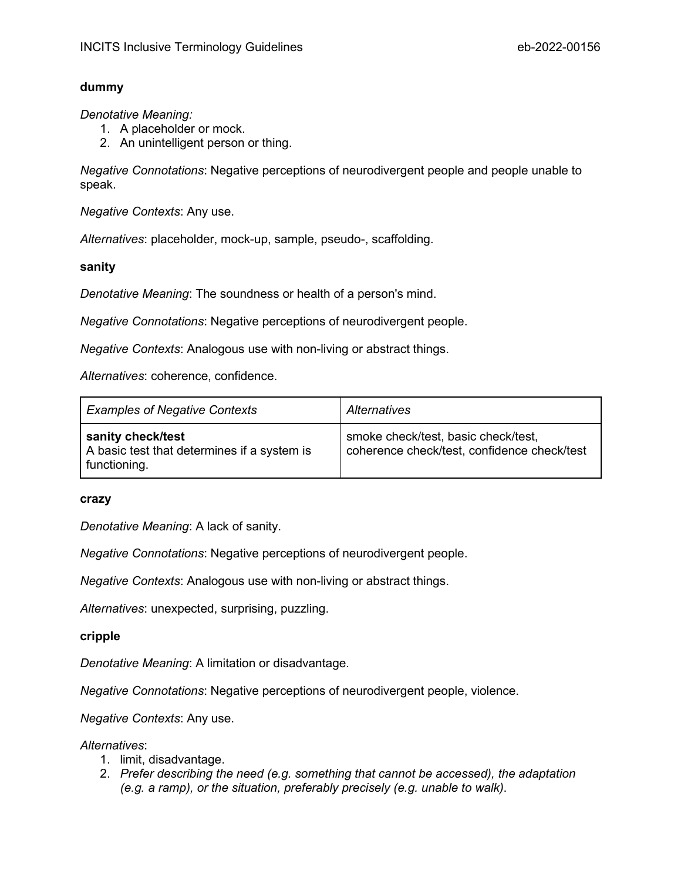**dummy**

*Denotative Meaning:*

1. A placeholder or mock.
2. An unintelligent person or thing.

*Negative Connotations*: Negative perceptions of neurodivergent people and people unable to speak.

*Negative Contexts*: Any use.

*Alternatives*: placeholder, mock-up, sample, pseudo-, scaffolding.

**sanity**

*Denotative Meaning*: The soundness or health of a person's mind.

*Negative Connotations*: Negative perceptions of neurodivergent people.

*Negative Contexts*: Analogous use with non-living or abstract things.

*Alternatives*: coherence, confidence.

| *Examples of Negative Contexts* | *Alternatives* |
| --- | --- |
| **sanity check/test** A basic test that determines if a system is functioning. | smoke check/test, basic check/test, coherence check/test, confidence check/test |

**crazy**

*Denotative Meaning*: A lack of sanity.

*Negative Connotations*: Negative perceptions of neurodivergent people.

*Negative Contexts*: Analogous use with non-living or abstract things.

*Alternatives*: unexpected, surprising, puzzling.

**cripple**

*Denotative Meaning*: A limitation or disadvantage.

*Negative Connotations*: Negative perceptions of neurodivergent people, violence.

*Negative Contexts*: Any use.

*Alternatives*:

1. limit, disadvantage.
2. *Prefer describing the need (e.g. something that cannot be accessed), the adaptation (e.g. a ramp), or the situation, preferably precisely (e.g. unable to walk)*.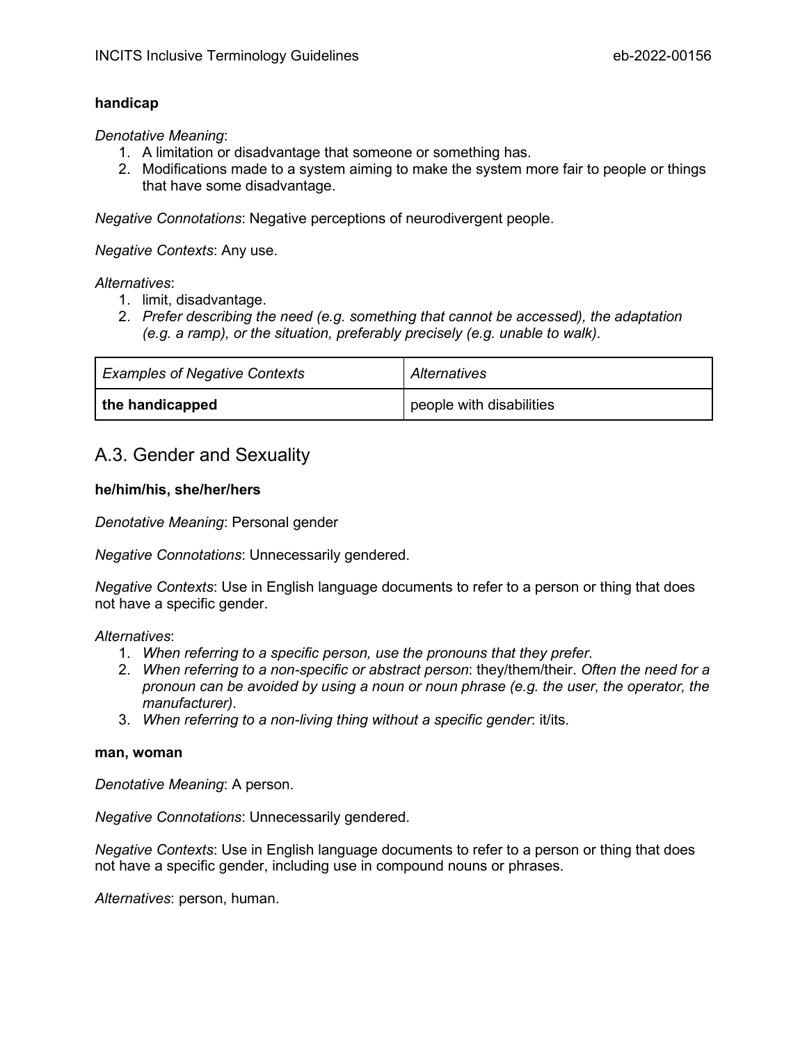**handicap**

*Denotative Meaning*:

1. A limitation or disadvantage that someone or something has.
2. Modifications made to a system aiming to make the system more fair to people or things that have some disadvantage.

*Negative Connotations*: Negative perceptions of neurodivergent people.

*Negative Contexts*: Any use.

*Alternatives*:

1. limit, disadvantage.
2. *Prefer describing the need (e.g. something that cannot be accessed), the adaptation (e.g. a ramp), or the situation, preferably precisely (e.g. unable to walk)*.

| *Examples of Negative Contexts* | *Alternatives* |
| --- | --- |
| **the handicapped** | people with disabilities |

## A.3. Gender and Sexuality

**he/him/his, she/her/hers**

*Denotative Meaning*: Personal gender

*Negative Connotations*: Unnecessarily gendered.

*Negative Contexts*: Use in English language documents to refer to a person or thing that does not have a specific gender.

*Alternatives*:

1. *When referring to a specific person, use the pronouns that they prefer*.
2. *When referring to a non-specific or abstract person*: they/them/their. *Often the need for a pronoun can be avoided by using a noun or noun phrase (e.g. the user, the operator, the manufacturer)*.
3. *When referring to a non-living thing without a specific gender*: it/its.

**man, woman**

*Denotative Meaning*: A person.

*Negative Connotations*: Unnecessarily gendered.

*Negative Contexts*: Use in English language documents to refer to a person or thing that does not have a specific gender, including use in compound nouns or phrases.

*Alternatives*: person, human.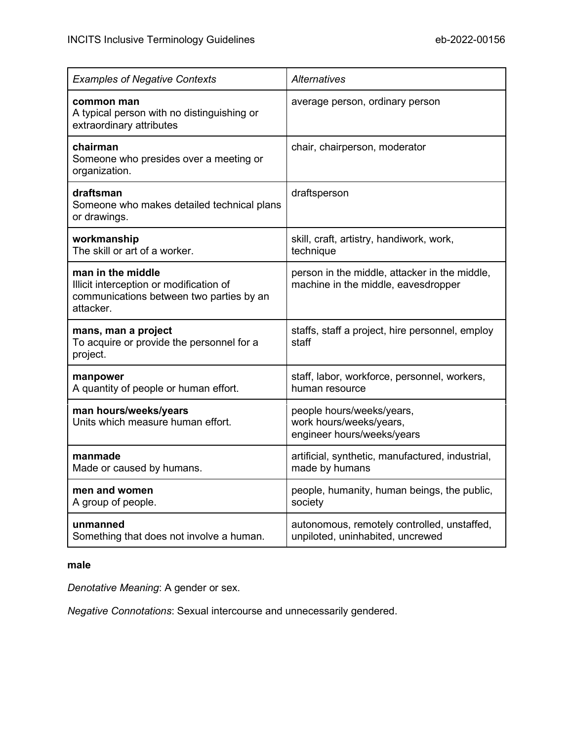| *Examples of Negative Contexts* | *Alternatives* |
|---|---|
| **common man**<br>A typical person with no distinguishing or extraordinary attributes | average person, ordinary person |
| **chairman**<br>Someone who presides over a meeting or organization. | chair, chairperson, moderator |
| **draftsman**<br>Someone who makes detailed technical plans or drawings. | draftsperson |
| **workmanship**<br>The skill or art of a worker. | skill, craft, artistry, handiwork, work, technique |
| **man in the middle**<br>Illicit interception or modification of communications between two parties by an attacker. | person in the middle, attacker in the middle, machine in the middle, eavesdropper |
| **mans, man a project**<br>To acquire or provide the personnel for a project. | staffs, staff a project, hire personnel, employ staff |
| **manpower**<br>A quantity of people or human effort. | staff, labor, workforce, personnel, workers, human resource |
| **man hours/weeks/years**<br>Units which measure human effort. | people hours/weeks/years,<br>work hours/weeks/years,<br>engineer hours/weeks/years |
| **manmade**<br>Made or caused by humans. | artificial, synthetic, manufactured, industrial, made by humans |
| **men and women**<br>A group of people. | people, humanity, human beings, the public, society |
| **unmanned**<br>Something that does not involve a human. | autonomous, remotely controlled, unstaffed, unpiloted, uninhabited, uncrewed |

**male**

*Denotative Meaning*: A gender or sex.

*Negative Connotations*: Sexual intercourse and unnecessarily gendered.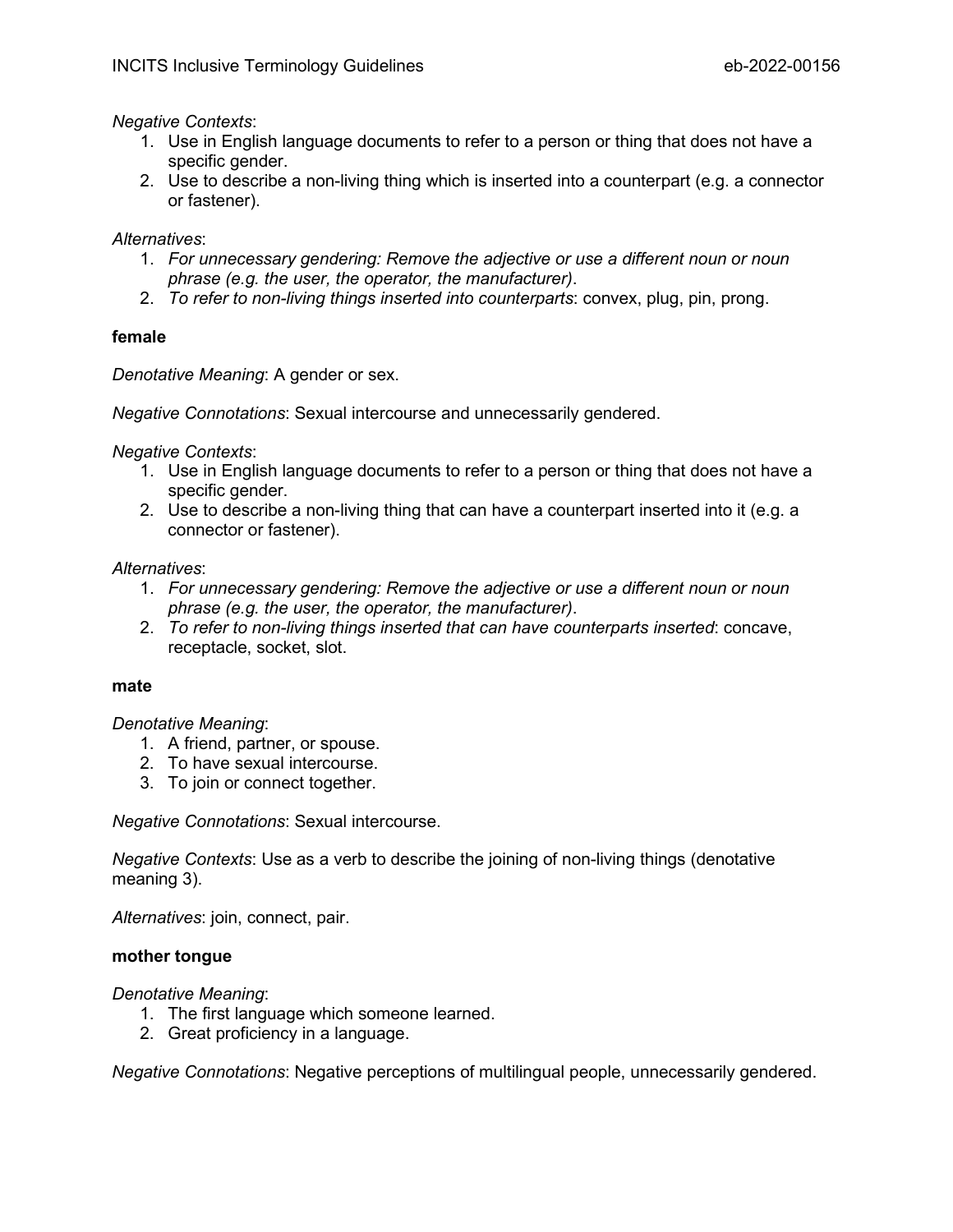*Negative Contexts*:

1. Use in English language documents to refer to a person or thing that does not have a specific gender.
2. Use to describe a non-living thing which is inserted into a counterpart (e.g. a connector or fastener).

*Alternatives*:

1. *For unnecessary gendering: Remove the adjective or use a different noun or noun phrase (e.g. the user, the operator, the manufacturer)*.
2. *To refer to non-living things inserted into counterparts*: convex, plug, pin, prong.

**female**

*Denotative Meaning*: A gender or sex.

*Negative Connotations*: Sexual intercourse and unnecessarily gendered.

*Negative Contexts*:

1. Use in English language documents to refer to a person or thing that does not have a specific gender.
2. Use to describe a non-living thing that can have a counterpart inserted into it (e.g. a connector or fastener).

*Alternatives*:

1. *For unnecessary gendering: Remove the adjective or use a different noun or noun phrase (e.g. the user, the operator, the manufacturer)*.
2. *To refer to non-living things inserted that can have counterparts inserted*: concave, receptacle, socket, slot.

**mate**

*Denotative Meaning*:

1. A friend, partner, or spouse.
2. To have sexual intercourse.
3. To join or connect together.

*Negative Connotations*: Sexual intercourse.

*Negative Contexts*: Use as a verb to describe the joining of non-living things (denotative meaning 3).

*Alternatives*: join, connect, pair.

**mother tongue**

*Denotative Meaning*:

1. The first language which someone learned.
2. Great proficiency in a language.

*Negative Connotations*: Negative perceptions of multilingual people, unnecessarily gendered.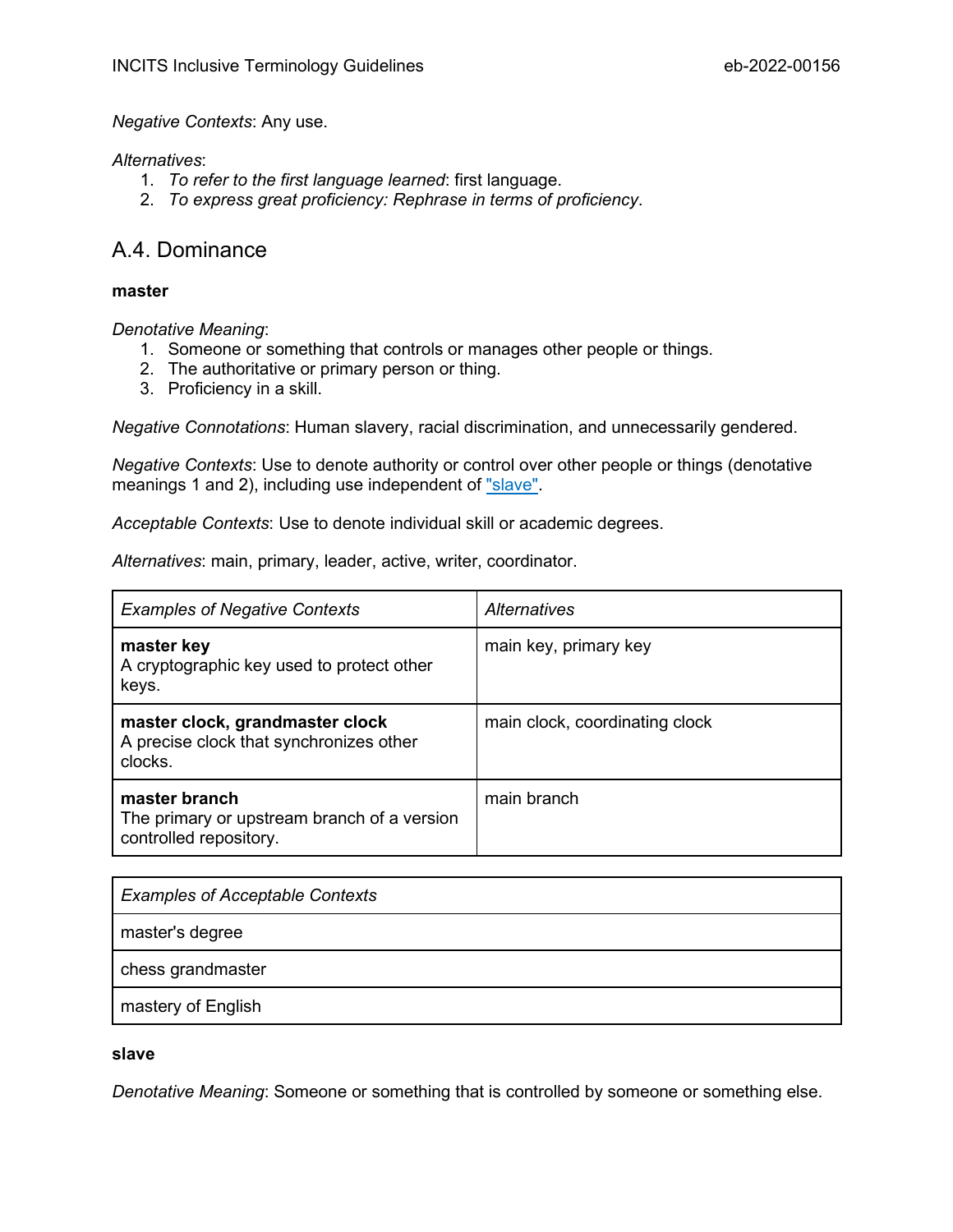*Negative Contexts*: Any use.

*Alternatives*:
1. *To refer to the first language learned*: first language.
2. *To express great proficiency: Rephrase in terms of proficiency*.

## A.4. Dominance

**master**

*Denotative Meaning*:
1. Someone or something that controls or manages other people or things.
2. The authoritative or primary person or thing.
3. Proficiency in a skill.

*Negative Connotations*: Human slavery, racial discrimination, and unnecessarily gendered.

*Negative Contexts*: Use to denote authority or control over other people or things (denotative meanings 1 and 2), including use independent of "slave".

*Acceptable Contexts*: Use to denote individual skill or academic degrees.

*Alternatives*: main, primary, leader, active, writer, coordinator.

| *Examples of Negative Contexts* | *Alternatives* |
|---|---|
| **master key**<br>A cryptographic key used to protect other keys. | main key, primary key |
| **master clock, grandmaster clock**<br>A precise clock that synchronizes other clocks. | main clock, coordinating clock |
| **master branch**<br>The primary or upstream branch of a version controlled repository. | main branch |

| *Examples of Acceptable Contexts* |
|---|
| master's degree |
| chess grandmaster |
| mastery of English |

**slave**

*Denotative Meaning*: Someone or something that is controlled by someone or something else.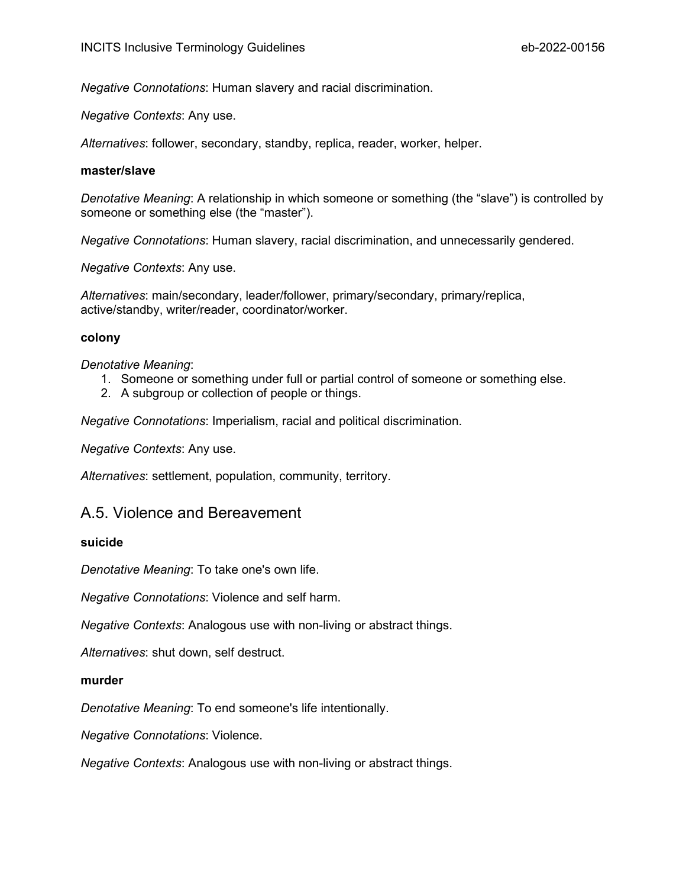*Negative Connotations*: Human slavery and racial discrimination.

*Negative Contexts*: Any use.

*Alternatives*: follower, secondary, standby, replica, reader, worker, helper.

**master/slave**

*Denotative Meaning*: A relationship in which someone or something (the "slave") is controlled by someone or something else (the "master").

*Negative Connotations*: Human slavery, racial discrimination, and unnecessarily gendered.

*Negative Contexts*: Any use.

*Alternatives*: main/secondary, leader/follower, primary/secondary, primary/replica, active/standby, writer/reader, coordinator/worker.

**colony**

*Denotative Meaning*:

1. Someone or something under full or partial control of someone or something else.
2. A subgroup or collection of people or things.

*Negative Connotations*: Imperialism, racial and political discrimination.

*Negative Contexts*: Any use.

*Alternatives*: settlement, population, community, territory.

## A.5. Violence and Bereavement

**suicide**

*Denotative Meaning*: To take one's own life.

*Negative Connotations*: Violence and self harm.

*Negative Contexts*: Analogous use with non-living or abstract things.

*Alternatives*: shut down, self destruct.

**murder**

*Denotative Meaning*: To end someone's life intentionally.

*Negative Connotations*: Violence.

*Negative Contexts*: Analogous use with non-living or abstract things.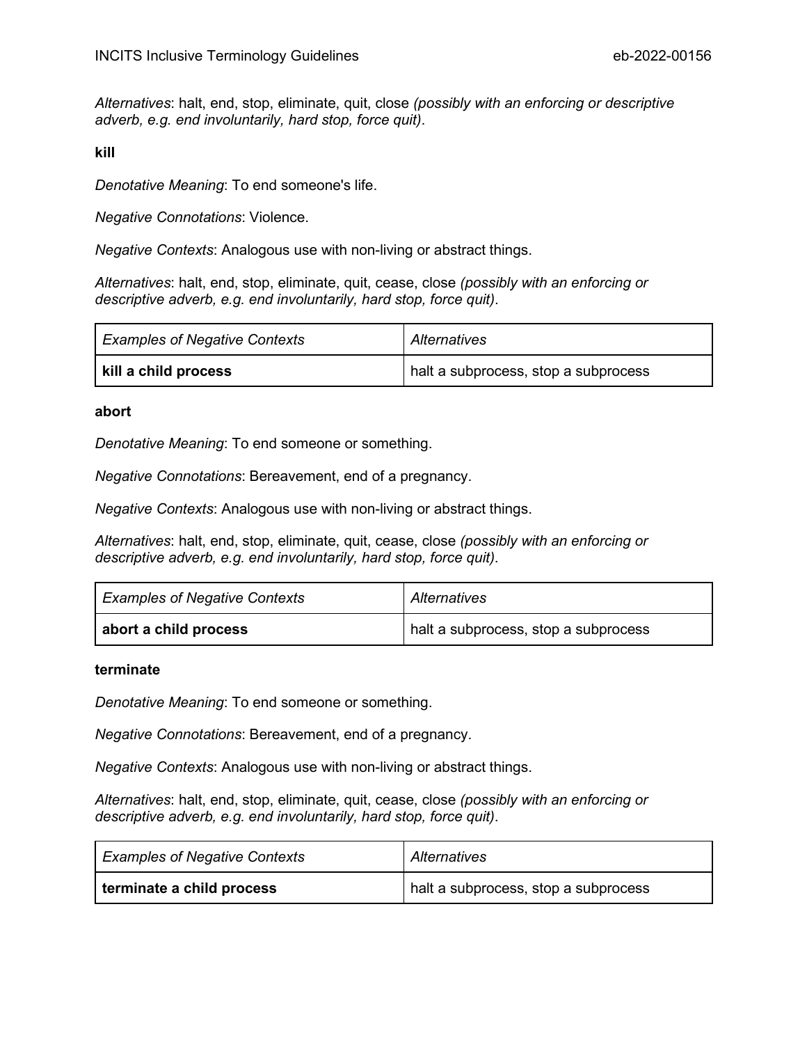*Alternatives*: halt, end, stop, eliminate, quit, close *(possibly with an enforcing or descriptive adverb, e.g. end involuntarily, hard stop, force quit)*.

**kill**

*Denotative Meaning*: To end someone's life.

*Negative Connotations*: Violence.

*Negative Contexts*: Analogous use with non-living or abstract things.

*Alternatives*: halt, end, stop, eliminate, quit, cease, close *(possibly with an enforcing or descriptive adverb, e.g. end involuntarily, hard stop, force quit)*.

| *Examples of Negative Contexts* | *Alternatives* |
|---|---|
| **kill a child process** | halt a subprocess, stop a subprocess |

**abort**

*Denotative Meaning*: To end someone or something.

*Negative Connotations*: Bereavement, end of a pregnancy.

*Negative Contexts*: Analogous use with non-living or abstract things.

*Alternatives*: halt, end, stop, eliminate, quit, cease, close *(possibly with an enforcing or descriptive adverb, e.g. end involuntarily, hard stop, force quit)*.

| *Examples of Negative Contexts* | *Alternatives* |
|---|---|
| **abort a child process** | halt a subprocess, stop a subprocess |

**terminate**

*Denotative Meaning*: To end someone or something.

*Negative Connotations*: Bereavement, end of a pregnancy.

*Negative Contexts*: Analogous use with non-living or abstract things.

*Alternatives*: halt, end, stop, eliminate, quit, cease, close *(possibly with an enforcing or descriptive adverb, e.g. end involuntarily, hard stop, force quit)*.

| *Examples of Negative Contexts* | *Alternatives* |
|---|---|
| **terminate a child process** | halt a subprocess, stop a subprocess |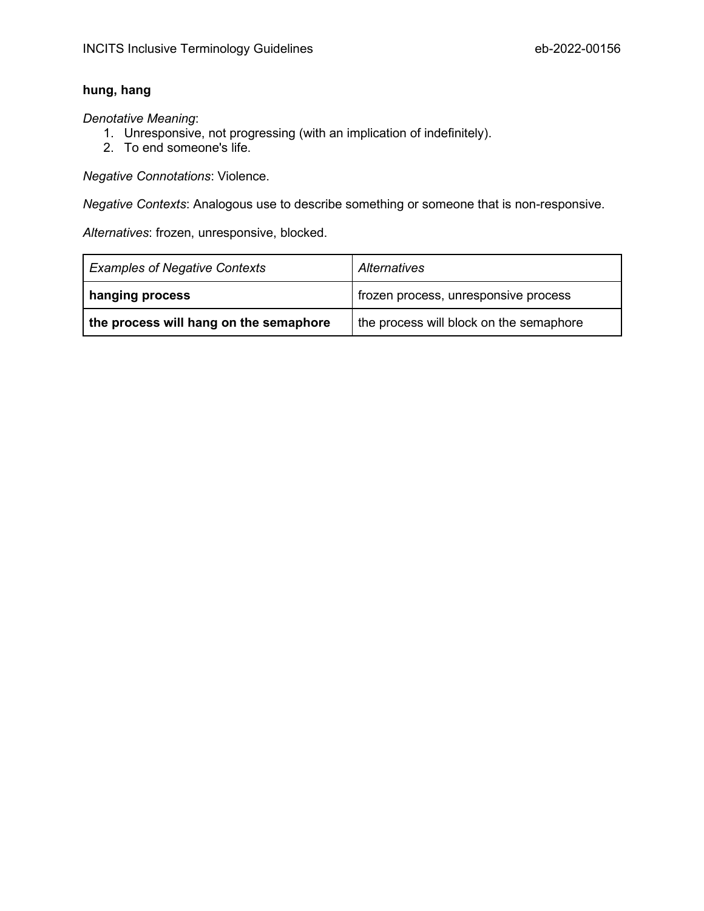**hung, hang**

*Denotative Meaning*:

1. Unresponsive, not progressing (with an implication of indefinitely).
2. To end someone's life.

*Negative Connotations*: Violence.

*Negative Contexts*: Analogous use to describe something or someone that is non-responsive.

*Alternatives*: frozen, unresponsive, blocked.

| *Examples of Negative Contexts* | *Alternatives* |
|---|---|
| **hanging process** | frozen process, unresponsive process |
| **the process will hang on the semaphore** | the process will block on the semaphore |